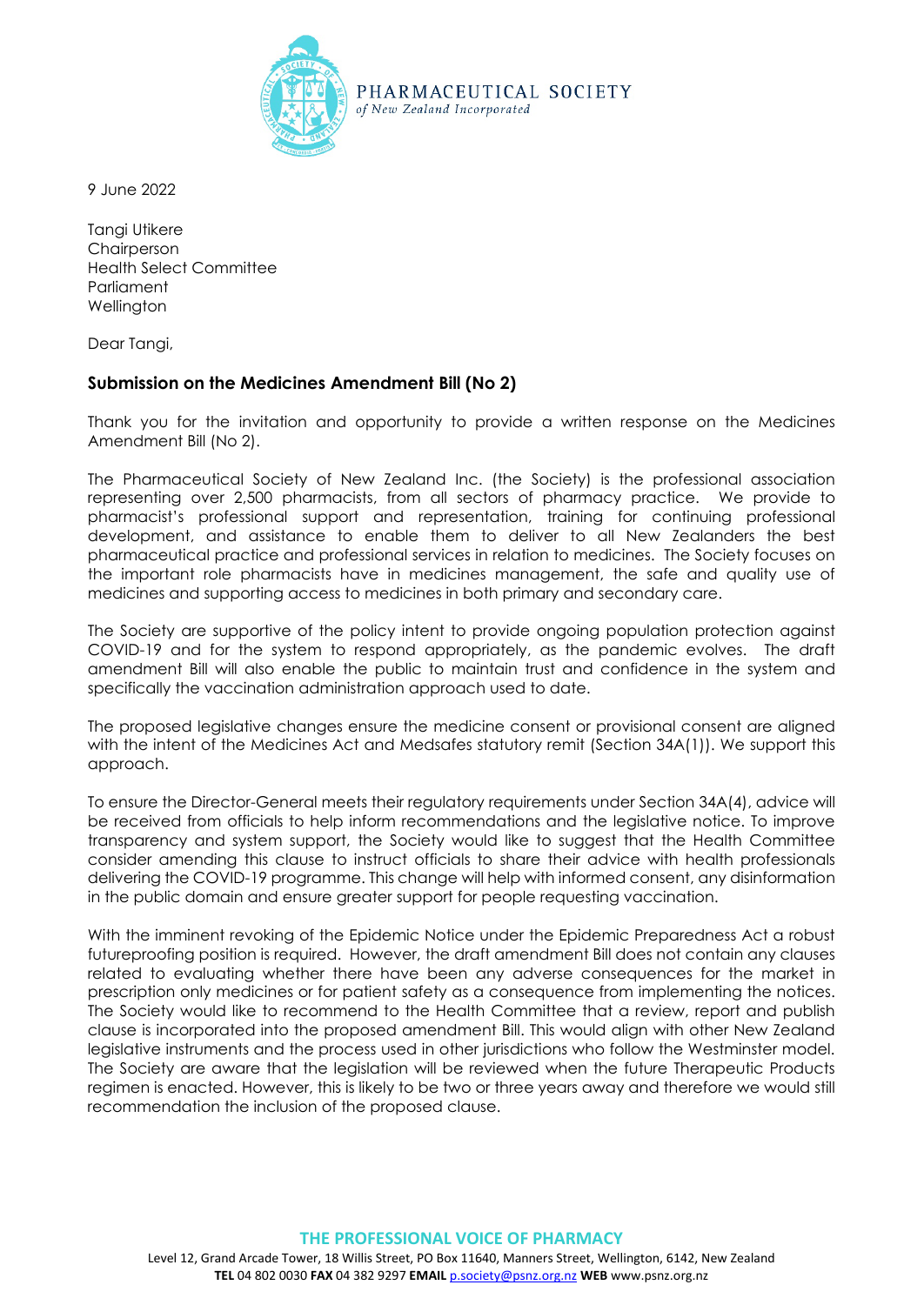PHARMACEUTICAL SOCIETY
*of New Zealand Incorporated*

9 June 2022

Tangi Utikere
Chairperson
Health Select Committee
Parliament
Wellington

Dear Tangi,

## Submission on the Medicines Amendment Bill (No 2)

Thank you for the invitation and opportunity to provide a written response on the Medicines Amendment Bill (No 2).

The Pharmaceutical Society of New Zealand Inc. (the Society) is the professional association representing over 2,500 pharmacists, from all sectors of pharmacy practice. We provide to pharmacist's professional support and representation, training for continuing professional development, and assistance to enable them to deliver to all New Zealanders the best pharmaceutical practice and professional services in relation to medicines. The Society focuses on the important role pharmacists have in medicines management, the safe and quality use of medicines and supporting access to medicines in both primary and secondary care.

The Society are supportive of the policy intent to provide ongoing population protection against COVID-19 and for the system to respond appropriately, as the pandemic evolves. The draft amendment Bill will also enable the public to maintain trust and confidence in the system and specifically the vaccination administration approach used to date.

The proposed legislative changes ensure the medicine consent or provisional consent are aligned with the intent of the Medicines Act and Medsafes statutory remit (Section 34A(1)). We support this approach.

To ensure the Director-General meets their regulatory requirements under Section 34A(4), advice will be received from officials to help inform recommendations and the legislative notice. To improve transparency and system support, the Society would like to suggest that the Health Committee consider amending this clause to instruct officials to share their advice with health professionals delivering the COVID-19 programme. This change will help with informed consent, any disinformation in the public domain and ensure greater support for people requesting vaccination.

With the imminent revoking of the Epidemic Notice under the Epidemic Preparedness Act a robust futureproofing position is required. However, the draft amendment Bill does not contain any clauses related to evaluating whether there have been any adverse consequences for the market in prescription only medicines or for patient safety as a consequence from implementing the notices. The Society would like to recommend to the Health Committee that a review, report and publish clause is incorporated into the proposed amendment Bill. This would align with other New Zealand legislative instruments and the process used in other jurisdictions who follow the Westminster model. The Society are aware that the legislation will be reviewed when the future Therapeutic Products regimen is enacted. However, this is likely to be two or three years away and therefore we would still recommendation the inclusion of the proposed clause.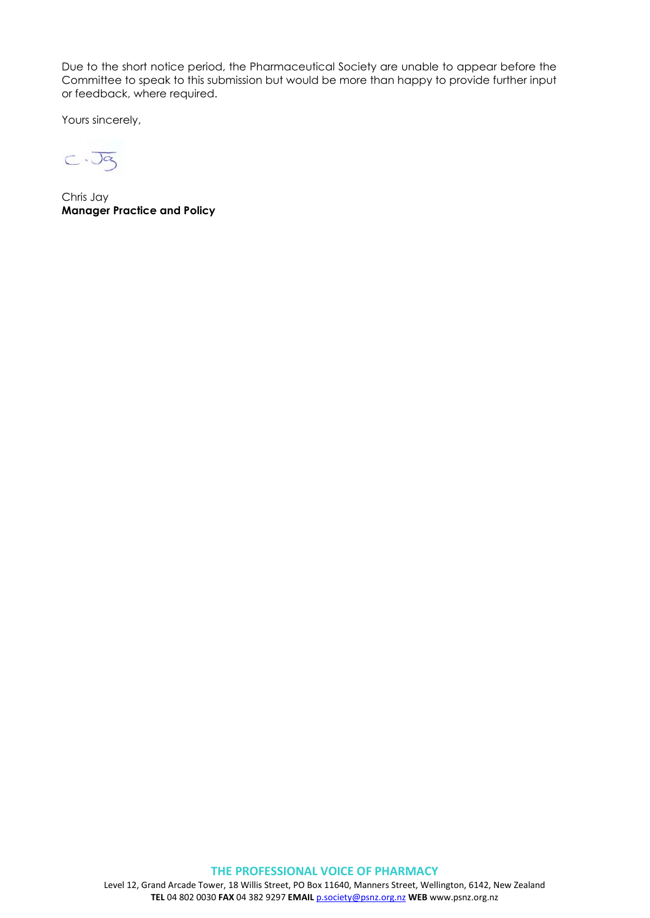Due to the short notice period, the Pharmaceutical Society are unable to appear before the Committee to speak to this submission but would be more than happy to provide further input or feedback, where required.

Yours sincerely,

Chris Jay
**Manager Practice and Policy**

**THE PROFESSIONAL VOICE OF PHARMACY**

Level 12, Grand Arcade Tower, 18 Willis Street, PO Box 11640, Manners Street, Wellington, 6142, New Zealand
**TEL** 04 802 0030 **FAX** 04 382 9297 **EMAIL** p.society@psnz.org.nz **WEB** www.psnz.org.nz